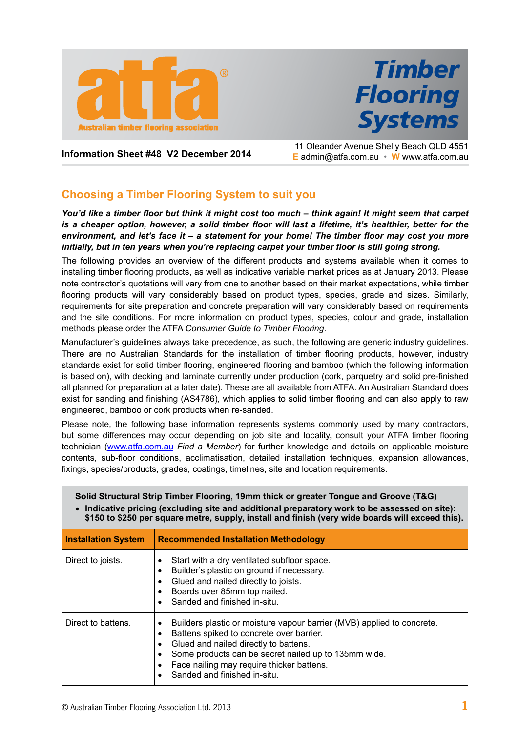# Timber Flooring Systems

atfa® Australian timber flooring association

**Information Sheet #48 V2 December 2014**

11 Oleander Avenue Shelly Beach QLD 4551
**E** admin@atfa.com.au • **W** www.atfa.com.au

## Choosing a Timber Flooring System to suit you

***You'd like a timber floor but think it might cost too much – think again! It might seem that carpet is a cheaper option, however, a solid timber floor will last a lifetime, it's healthier, better for the environment, and let's face it – a statement for your home! The timber floor may cost you more initially, but in ten years when you're replacing carpet your timber floor is still going strong.***

The following provides an overview of the different products and systems available when it comes to installing timber flooring products, as well as indicative variable market prices as at January 2013. Please note contractor's quotations will vary from one to another based on their market expectations, while timber flooring products will vary considerably based on product types, species, grade and sizes. Similarly, requirements for site preparation and concrete preparation will vary considerably based on requirements and the site conditions. For more information on product types, species, colour and grade, installation methods please order the ATFA *Consumer Guide to Timber Flooring*.

Manufacturer's guidelines always take precedence, as such, the following are generic industry guidelines. There are no Australian Standards for the installation of timber flooring products, however, industry standards exist for solid timber flooring, engineered flooring and bamboo (which the following information is based on), with decking and laminate currently under production (cork, parquetry and solid pre-finished all planned for preparation at a later date). These are all available from ATFA. An Australian Standard does exist for sanding and finishing (AS4786), which applies to solid timber flooring and can also apply to raw engineered, bamboo or cork products when re-sanded.

Please note, the following base information represents systems commonly used by many contractors, but some differences may occur depending on job site and locality, consult your ATFA timber flooring technician (www.atfa.com.au *Find a Member*) for further knowledge and details on applicable moisture contents, sub-floor conditions, acclimatisation, detailed installation techniques, expansion allowances, fixings, species/products, grades, coatings, timelines, site and location requirements.

**Solid Structural Strip Timber Flooring, 19mm thick or greater Tongue and Groove (T&G)**

- **Indicative pricing (excluding site and additional preparatory work to be assessed on site): $150 to $250 per square metre, supply, install and finish (very wide boards will exceed this).**

| Installation System | Recommended Installation Methodology |
|---|---|
| Direct to joists. | • Start with a dry ventilated subfloor space.<br>• Builder's plastic on ground if necessary.<br>• Glued and nailed directly to joists.<br>• Boards over 85mm top nailed.<br>• Sanded and finished in-situ. |
| Direct to battens. | • Builders plastic or moisture vapour barrier (MVB) applied to concrete.<br>• Battens spiked to concrete over barrier.<br>• Glued and nailed directly to battens.<br>• Some products can be secret nailed up to 135mm wide.<br>• Face nailing may require thicker battens.<br>• Sanded and finished in-situ. |

© Australian Timber Flooring Association Ltd. 2013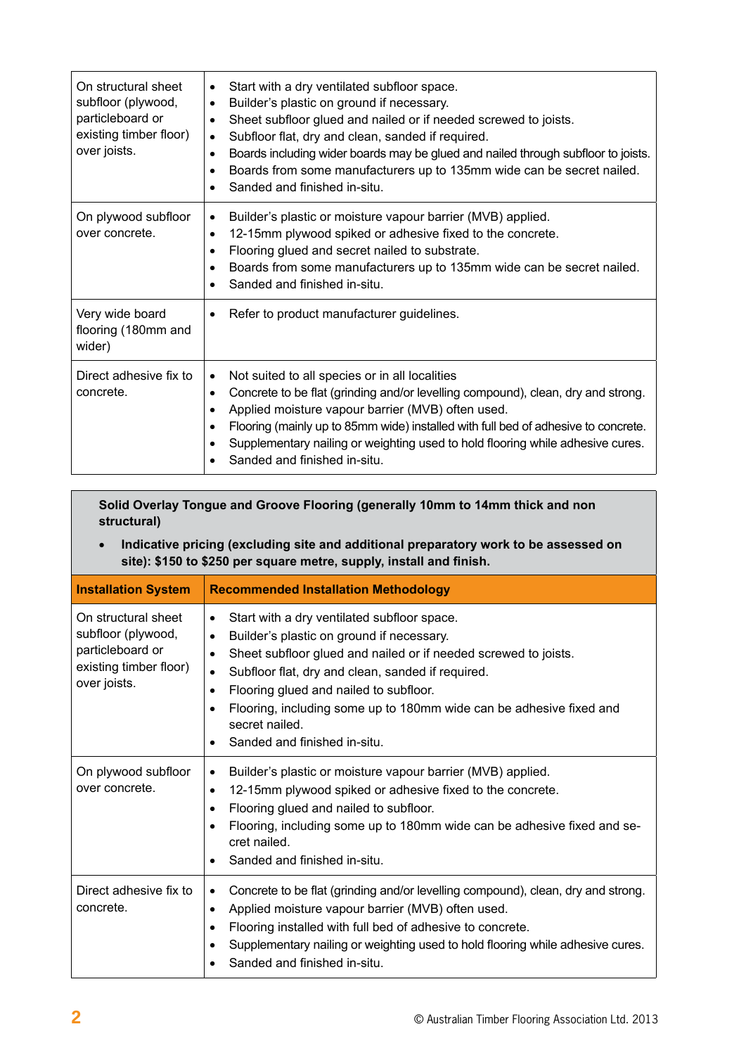| | |
|---|---|
| On structural sheet subfloor (plywood, particleboard or existing timber floor) over joists. | • Start with a dry ventilated subfloor space.<br>• Builder's plastic on ground if necessary.<br>• Sheet subfloor glued and nailed or if needed screwed to joists.<br>• Subfloor flat, dry and clean, sanded if required.<br>• Boards including wider boards may be glued and nailed through subfloor to joists.<br>• Boards from some manufacturers up to 135mm wide can be secret nailed.<br>• Sanded and finished in-situ. |
| On plywood subfloor over concrete. | • Builder's plastic or moisture vapour barrier (MVB) applied.<br>• 12-15mm plywood spiked or adhesive fixed to the concrete.<br>• Flooring glued and secret nailed to substrate.<br>• Boards from some manufacturers up to 135mm wide can be secret nailed.<br>• Sanded and finished in-situ. |
| Very wide board flooring (180mm and wider) | • Refer to product manufacturer guidelines. |
| Direct adhesive fix to concrete. | • Not suited to all species or in all localities<br>• Concrete to be flat (grinding and/or levelling compound), clean, dry and strong.<br>• Applied moisture vapour barrier (MVB) often used.<br>• Flooring (mainly up to 85mm wide) installed with full bed of adhesive to concrete.<br>• Supplementary nailing or weighting used to hold flooring while adhesive cures.<br>• Sanded and finished in-situ. |

**Solid Overlay Tongue and Groove Flooring (generally 10mm to 14mm thick and non structural)**

- **Indicative pricing (excluding site and additional preparatory work to be assessed on site): $150 to $250 per square metre, supply, install and finish.**

| Installation System | Recommended Installation Methodology |
|---|---|
| On structural sheet subfloor (plywood, particleboard or existing timber floor) over joists. | • Start with a dry ventilated subfloor space.<br>• Builder's plastic on ground if necessary.<br>• Sheet subfloor glued and nailed or if needed screwed to joists.<br>• Subfloor flat, dry and clean, sanded if required.<br>• Flooring glued and nailed to subfloor.<br>• Flooring, including some up to 180mm wide can be adhesive fixed and secret nailed.<br>• Sanded and finished in-situ. |
| On plywood subfloor over concrete. | • Builder's plastic or moisture vapour barrier (MVB) applied.<br>• 12-15mm plywood spiked or adhesive fixed to the concrete.<br>• Flooring glued and nailed to subfloor.<br>• Flooring, including some up to 180mm wide can be adhesive fixed and secret nailed.<br>• Sanded and finished in-situ. |
| Direct adhesive fix to concrete. | • Concrete to be flat (grinding and/or levelling compound), clean, dry and strong.<br>• Applied moisture vapour barrier (MVB) often used.<br>• Flooring installed with full bed of adhesive to concrete.<br>• Supplementary nailing or weighting used to hold flooring while adhesive cures.<br>• Sanded and finished in-situ. |

© Australian Timber Flooring Association Ltd. 2013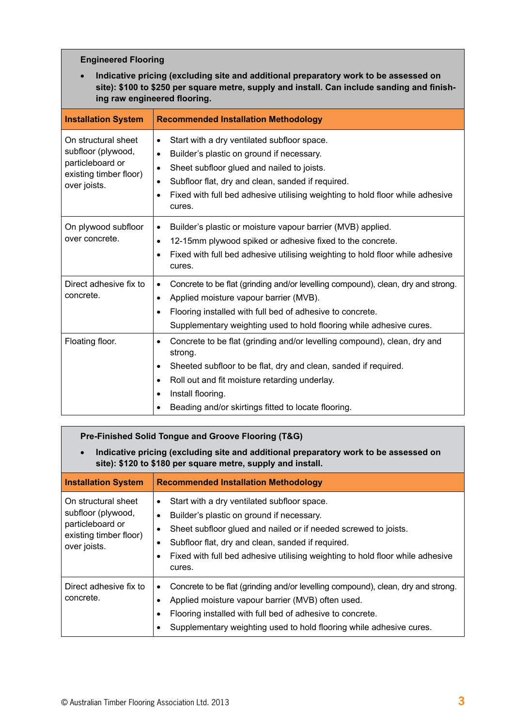**Engineered Flooring**

- **Indicative pricing (excluding site and additional preparatory work to be assessed on site): $100 to $250 per square metre, supply and install. Can include sanding and finishing raw engineered flooring.**

| Installation System | Recommended Installation Methodology |
| --- | --- |
| On structural sheet subfloor (plywood, particleboard or existing timber floor) over joists. | • Start with a dry ventilated subfloor space.<br>• Builder's plastic on ground if necessary.<br>• Sheet subfloor glued and nailed to joists.<br>• Subfloor flat, dry and clean, sanded if required.<br>• Fixed with full bed adhesive utilising weighting to hold floor while adhesive cures. |
| On plywood subfloor over concrete. | • Builder's plastic or moisture vapour barrier (MVB) applied.<br>• 12-15mm plywood spiked or adhesive fixed to the concrete.<br>• Fixed with full bed adhesive utilising weighting to hold floor while adhesive cures. |
| Direct adhesive fix to concrete. | • Concrete to be flat (grinding and/or levelling compound), clean, dry and strong.<br>• Applied moisture vapour barrier (MVB).<br>• Flooring installed with full bed of adhesive to concrete.<br>Supplementary weighting used to hold flooring while adhesive cures. |
| Floating floor. | • Concrete to be flat (grinding and/or levelling compound), clean, dry and strong.<br>• Sheeted subfloor to be flat, dry and clean, sanded if required.<br>• Roll out and fit moisture retarding underlay.<br>• Install flooring.<br>• Beading and/or skirtings fitted to locate flooring. |

**Pre-Finished Solid Tongue and Groove Flooring (T&G)**

- **Indicative pricing (excluding site and additional preparatory work to be assessed on site): $120 to $180 per square metre, supply and install.**

| Installation System | Recommended Installation Methodology |
| --- | --- |
| On structural sheet subfloor (plywood, particleboard or existing timber floor) over joists. | • Start with a dry ventilated subfloor space.<br>• Builder's plastic on ground if necessary.<br>• Sheet subfloor glued and nailed or if needed screwed to joists.<br>• Subfloor flat, dry and clean, sanded if required.<br>• Fixed with full bed adhesive utilising weighting to hold floor while adhesive cures. |
| Direct adhesive fix to concrete. | • Concrete to be flat (grinding and/or levelling compound), clean, dry and strong.<br>• Applied moisture vapour barrier (MVB) often used.<br>• Flooring installed with full bed of adhesive to concrete.<br>• Supplementary weighting used to hold flooring while adhesive cures. |

© Australian Timber Flooring Association Ltd. 2013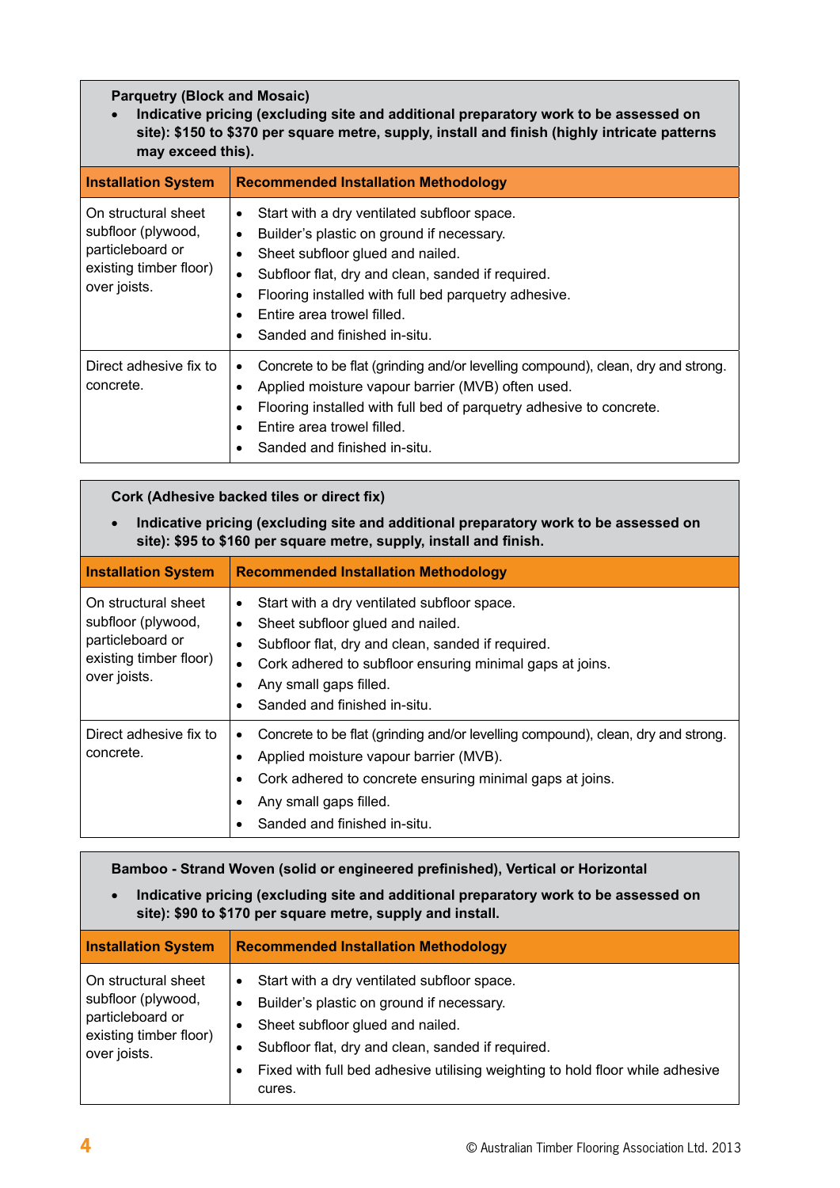**Parquetry (Block and Mosaic)**

- **Indicative pricing (excluding site and additional preparatory work to be assessed on site): $150 to $370 per square metre, supply, install and finish (highly intricate patterns may exceed this).**

| Installation System | Recommended Installation Methodology |
|---|---|
| On structural sheet subfloor (plywood, particleboard or existing timber floor) over joists. | • Start with a dry ventilated subfloor space.<br>• Builder's plastic on ground if necessary.<br>• Sheet subfloor glued and nailed.<br>• Subfloor flat, dry and clean, sanded if required.<br>• Flooring installed with full bed parquetry adhesive.<br>• Entire area trowel filled.<br>• Sanded and finished in-situ. |
| Direct adhesive fix to concrete. | • Concrete to be flat (grinding and/or levelling compound), clean, dry and strong.<br>• Applied moisture vapour barrier (MVB) often used.<br>• Flooring installed with full bed of parquetry adhesive to concrete.<br>• Entire area trowel filled.<br>• Sanded and finished in-situ. |

**Cork (Adhesive backed tiles or direct fix)**

- **Indicative pricing (excluding site and additional preparatory work to be assessed on site): $95 to $160 per square metre, supply, install and finish.**

| Installation System | Recommended Installation Methodology |
|---|---|
| On structural sheet subfloor (plywood, particleboard or existing timber floor) over joists. | • Start with a dry ventilated subfloor space.<br>• Sheet subfloor glued and nailed.<br>• Subfloor flat, dry and clean, sanded if required.<br>• Cork adhered to subfloor ensuring minimal gaps at joins.<br>• Any small gaps filled.<br>• Sanded and finished in-situ. |
| Direct adhesive fix to concrete. | • Concrete to be flat (grinding and/or levelling compound), clean, dry and strong.<br>• Applied moisture vapour barrier (MVB).<br>• Cork adhered to concrete ensuring minimal gaps at joins.<br>• Any small gaps filled.<br>• Sanded and finished in-situ. |

**Bamboo - Strand Woven (solid or engineered prefinished), Vertical or Horizontal**

- **Indicative pricing (excluding site and additional preparatory work to be assessed on site): $90 to $170 per square metre, supply and install.**

| Installation System | Recommended Installation Methodology |
|---|---|
| On structural sheet subfloor (plywood, particleboard or existing timber floor) over joists. | • Start with a dry ventilated subfloor space.<br>• Builder's plastic on ground if necessary.<br>• Sheet subfloor glued and nailed.<br>• Subfloor flat, dry and clean, sanded if required.<br>• Fixed with full bed adhesive utilising weighting to hold floor while adhesive cures. |

© Australian Timber Flooring Association Ltd. 2013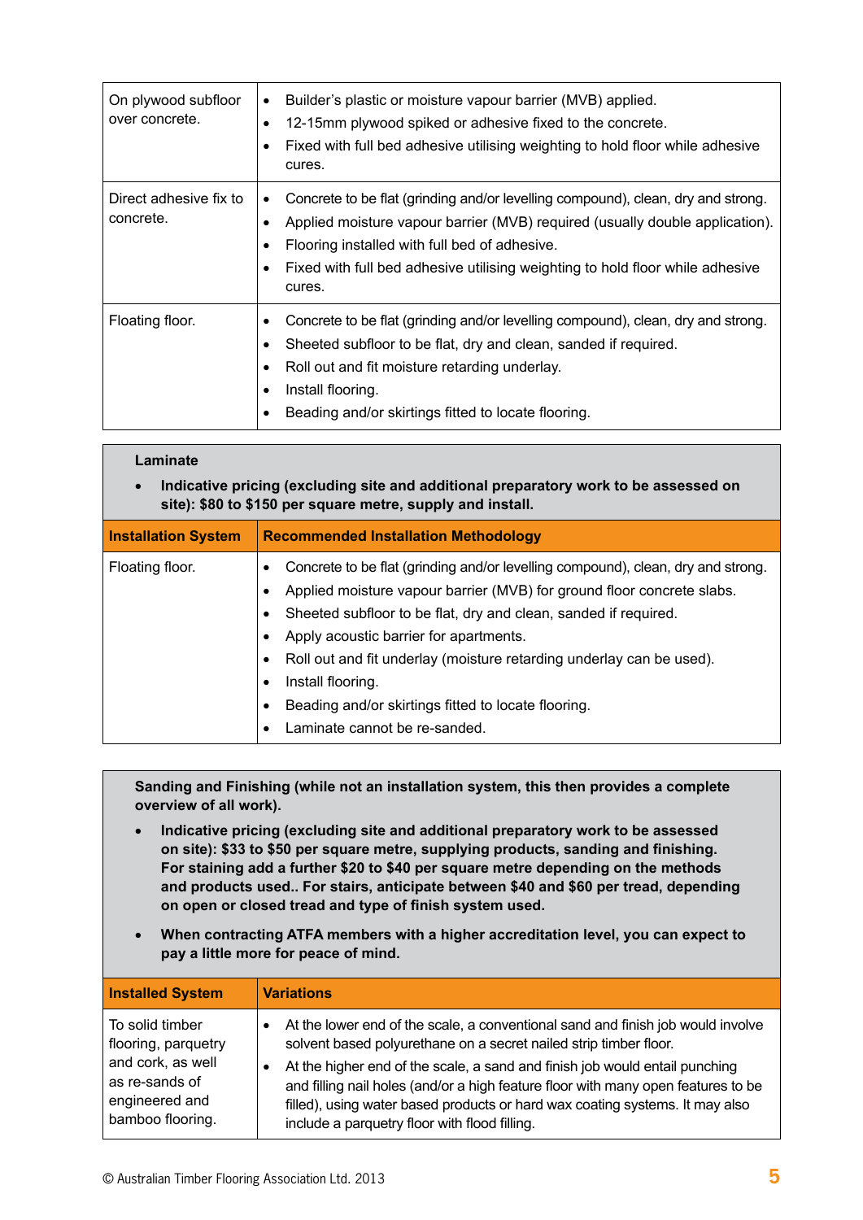| | |
|---|---|
| On plywood subfloor over concrete. | • Builder's plastic or moisture vapour barrier (MVB) applied.<br>• 12-15mm plywood spiked or adhesive fixed to the concrete.<br>• Fixed with full bed adhesive utilising weighting to hold floor while adhesive cures. |
| Direct adhesive fix to concrete. | • Concrete to be flat (grinding and/or levelling compound), clean, dry and strong.<br>• Applied moisture vapour barrier (MVB) required (usually double application).<br>• Flooring installed with full bed of adhesive.<br>• Fixed with full bed adhesive utilising weighting to hold floor while adhesive cures. |
| Floating floor. | • Concrete to be flat (grinding and/or levelling compound), clean, dry and strong.<br>• Sheeted subfloor to be flat, dry and clean, sanded if required.<br>• Roll out and fit moisture retarding underlay.<br>• Install flooring.<br>• Beading and/or skirtings fitted to locate flooring. |

**Laminate**

- **Indicative pricing (excluding site and additional preparatory work to be assessed on site): $80 to $150 per square metre, supply and install.**

| Installation System | Recommended Installation Methodology |
|---|---|
| Floating floor. | • Concrete to be flat (grinding and/or levelling compound), clean, dry and strong.<br>• Applied moisture vapour barrier (MVB) for ground floor concrete slabs.<br>• Sheeted subfloor to be flat, dry and clean, sanded if required.<br>• Apply acoustic barrier for apartments.<br>• Roll out and fit underlay (moisture retarding underlay can be used).<br>• Install flooring.<br>• Beading and/or skirtings fitted to locate flooring.<br>• Laminate cannot be re-sanded. |

**Sanding and Finishing (while not an installation system, this then provides a complete overview of all work).**

- **Indicative pricing (excluding site and additional preparatory work to be assessed on site): $33 to $50 per square metre, supplying products, sanding and finishing. For staining add a further $20 to $40 per square metre depending on the methods and products used.. For stairs, anticipate between $40 and $60 per tread, depending on open or closed tread and type of finish system used.**
- **When contracting ATFA members with a higher accreditation level, you can expect to pay a little more for peace of mind.**

| Installed System | Variations |
|---|---|
| To solid timber flooring, parquetry and cork, as well as re-sands of engineered and bamboo flooring. | • At the lower end of the scale, a conventional sand and finish job would involve solvent based polyurethane on a secret nailed strip timber floor.<br>• At the higher end of the scale, a sand and finish job would entail punching and filling nail holes (and/or a high feature floor with many open features to be filled), using water based products or hard wax coating systems. It may also include a parquetry floor with flood filling. |

© Australian Timber Flooring Association Ltd. 2013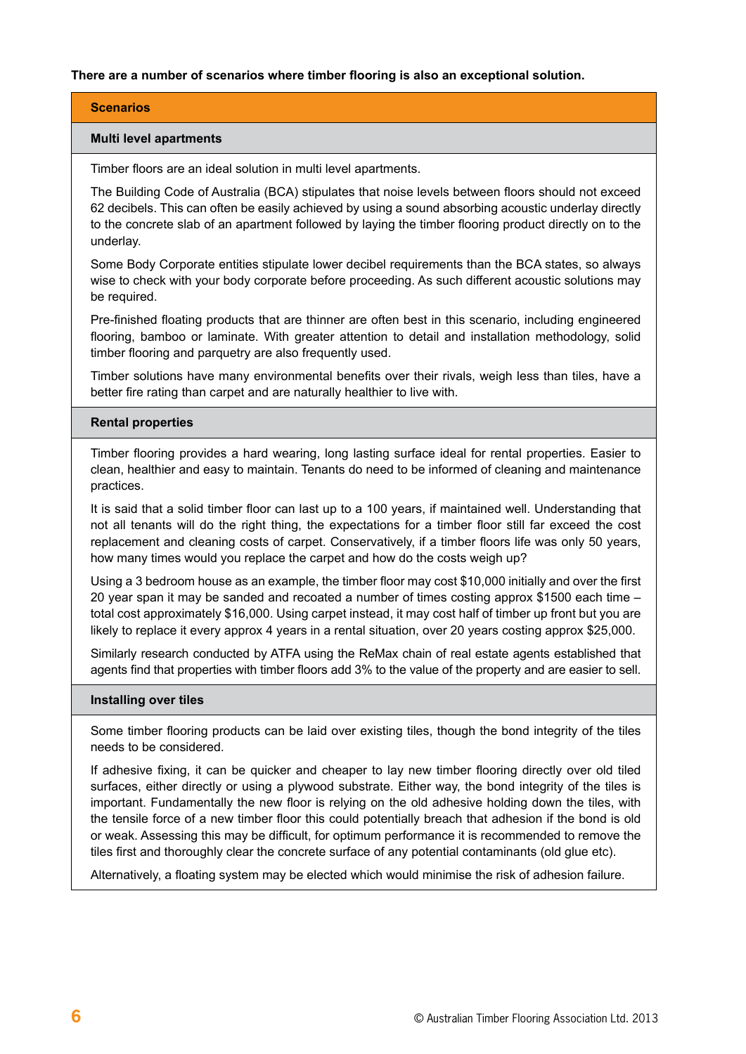**There are a number of scenarios where timber flooring is also an exceptional solution.**

## Scenarios

### Multi level apartments

Timber floors are an ideal solution in multi level apartments.

The Building Code of Australia (BCA) stipulates that noise levels between floors should not exceed 62 decibels. This can often be easily achieved by using a sound absorbing acoustic underlay directly to the concrete slab of an apartment followed by laying the timber flooring product directly on to the underlay.

Some Body Corporate entities stipulate lower decibel requirements than the BCA states, so always wise to check with your body corporate before proceeding. As such different acoustic solutions may be required.

Pre-finished floating products that are thinner are often best in this scenario, including engineered flooring, bamboo or laminate. With greater attention to detail and installation methodology, solid timber flooring and parquetry are also frequently used.

Timber solutions have many environmental benefits over their rivals, weigh less than tiles, have a better fire rating than carpet and are naturally healthier to live with.

### Rental properties

Timber flooring provides a hard wearing, long lasting surface ideal for rental properties. Easier to clean, healthier and easy to maintain. Tenants do need to be informed of cleaning and maintenance practices.

It is said that a solid timber floor can last up to a 100 years, if maintained well. Understanding that not all tenants will do the right thing, the expectations for a timber floor still far exceed the cost replacement and cleaning costs of carpet. Conservatively, if a timber floors life was only 50 years, how many times would you replace the carpet and how do the costs weigh up?

Using a 3 bedroom house as an example, the timber floor may cost $10,000 initially and over the first 20 year span it may be sanded and recoated a number of times costing approx $1500 each time – total cost approximately $16,000. Using carpet instead, it may cost half of timber up front but you are likely to replace it every approx 4 years in a rental situation, over 20 years costing approx $25,000.

Similarly research conducted by ATFA using the ReMax chain of real estate agents established that agents find that properties with timber floors add 3% to the value of the property and are easier to sell.

### Installing over tiles

Some timber flooring products can be laid over existing tiles, though the bond integrity of the tiles needs to be considered.

If adhesive fixing, it can be quicker and cheaper to lay new timber flooring directly over old tiled surfaces, either directly or using a plywood substrate. Either way, the bond integrity of the tiles is important. Fundamentally the new floor is relying on the old adhesive holding down the tiles, with the tensile force of a new timber floor this could potentially breach that adhesion if the bond is old or weak. Assessing this may be difficult, for optimum performance it is recommended to remove the tiles first and thoroughly clear the concrete surface of any potential contaminants (old glue etc).

Alternatively, a floating system may be elected which would minimise the risk of adhesion failure.

© Australian Timber Flooring Association Ltd. 2013